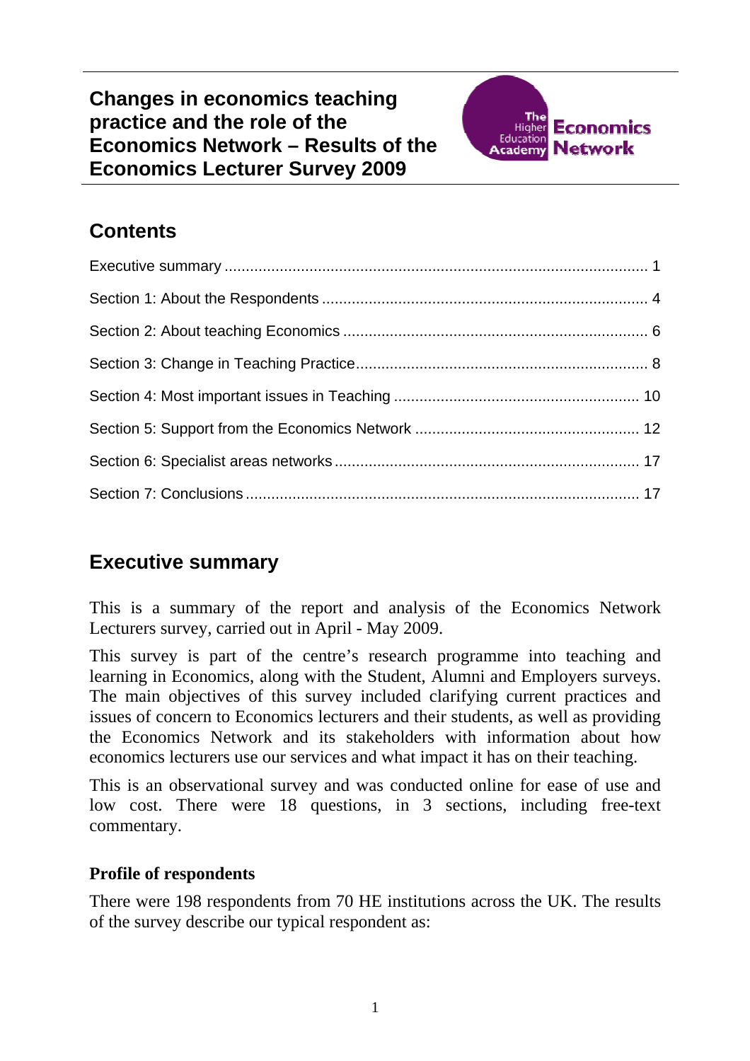# Changes in economics teaching practice and the role of the Economics Network – Results of the Economics Lecturer Survey 2009

## Contents

Executive summary ..... 1

Section 1: About the Respondents ..... 4

Section 2: About teaching Economics ..... 6

Section 3: Change in Teaching Practice ..... 8

Section 4: Most important issues in Teaching ..... 10

Section 5: Support from the Economics Network ..... 12

Section 6: Specialist areas networks ..... 17

Section 7: Conclusions ..... 17

## Executive summary

This is a summary of the report and analysis of the Economics Network Lecturers survey, carried out in April - May 2009.

This survey is part of the centre's research programme into teaching and learning in Economics, along with the Student, Alumni and Employers surveys. The main objectives of this survey included clarifying current practices and issues of concern to Economics lecturers and their students, as well as providing the Economics Network and its stakeholders with information about how economics lecturers use our services and what impact it has on their teaching.

This is an observational survey and was conducted online for ease of use and low cost. There were 18 questions, in 3 sections, including free-text commentary.

### Profile of respondents

There were 198 respondents from 70 HE institutions across the UK. The results of the survey describe our typical respondent as: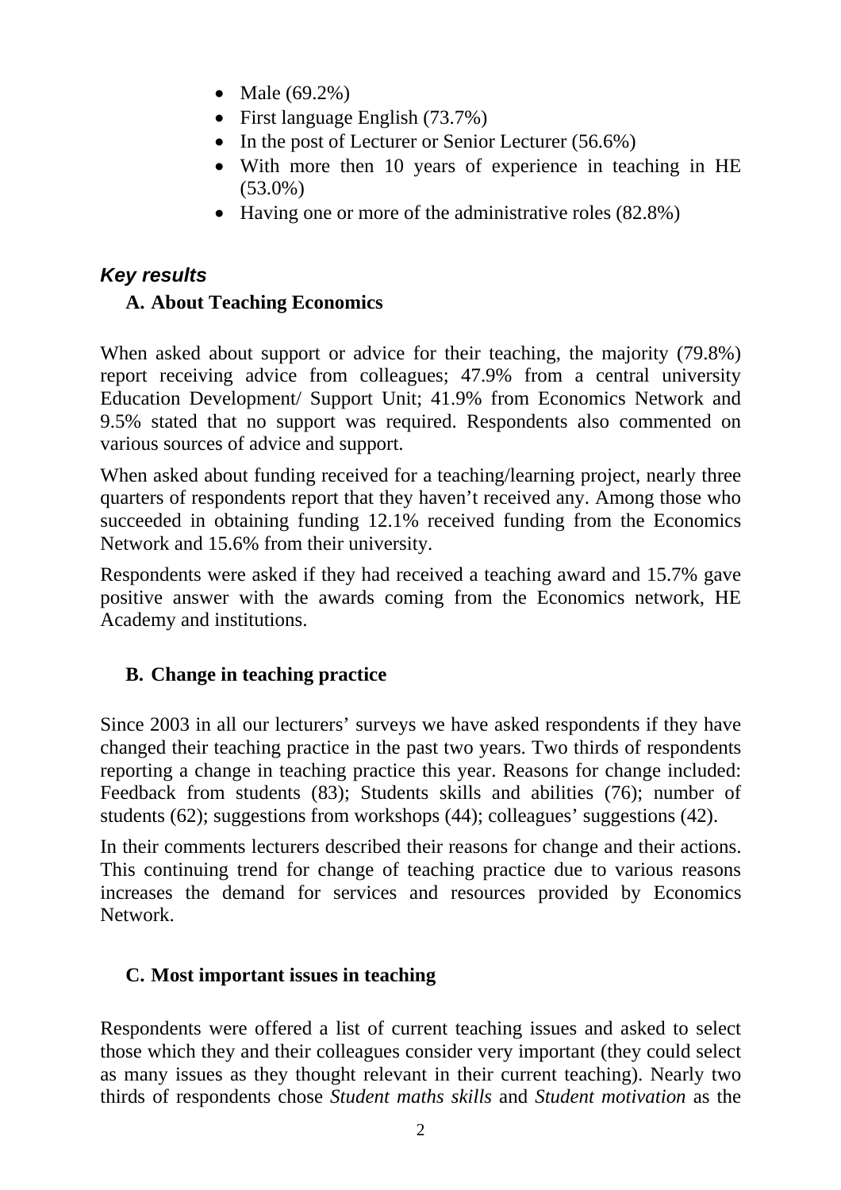- Male (69.2%)
- First language English (73.7%)
- In the post of Lecturer or Senior Lecturer (56.6%)
- With more then 10 years of experience in teaching in HE (53.0%)
- Having one or more of the administrative roles (82.8%)

## *Key results*

### A. About Teaching Economics

When asked about support or advice for their teaching, the majority (79.8%) report receiving advice from colleagues; 47.9% from a central university Education Development/ Support Unit; 41.9% from Economics Network and 9.5% stated that no support was required. Respondents also commented on various sources of advice and support.

When asked about funding received for a teaching/learning project, nearly three quarters of respondents report that they haven't received any. Among those who succeeded in obtaining funding 12.1% received funding from the Economics Network and 15.6% from their university.

Respondents were asked if they had received a teaching award and 15.7% gave positive answer with the awards coming from the Economics network, HE Academy and institutions.

### B. Change in teaching practice

Since 2003 in all our lecturers' surveys we have asked respondents if they have changed their teaching practice in the past two years. Two thirds of respondents reporting a change in teaching practice this year. Reasons for change included: Feedback from students (83); Students skills and abilities (76); number of students (62); suggestions from workshops (44); colleagues' suggestions (42).

In their comments lecturers described their reasons for change and their actions. This continuing trend for change of teaching practice due to various reasons increases the demand for services and resources provided by Economics Network.

### C. Most important issues in teaching

Respondents were offered a list of current teaching issues and asked to select those which they and their colleagues consider very important (they could select as many issues as they thought relevant in their current teaching). Nearly two thirds of respondents chose *Student maths skills* and *Student motivation* as the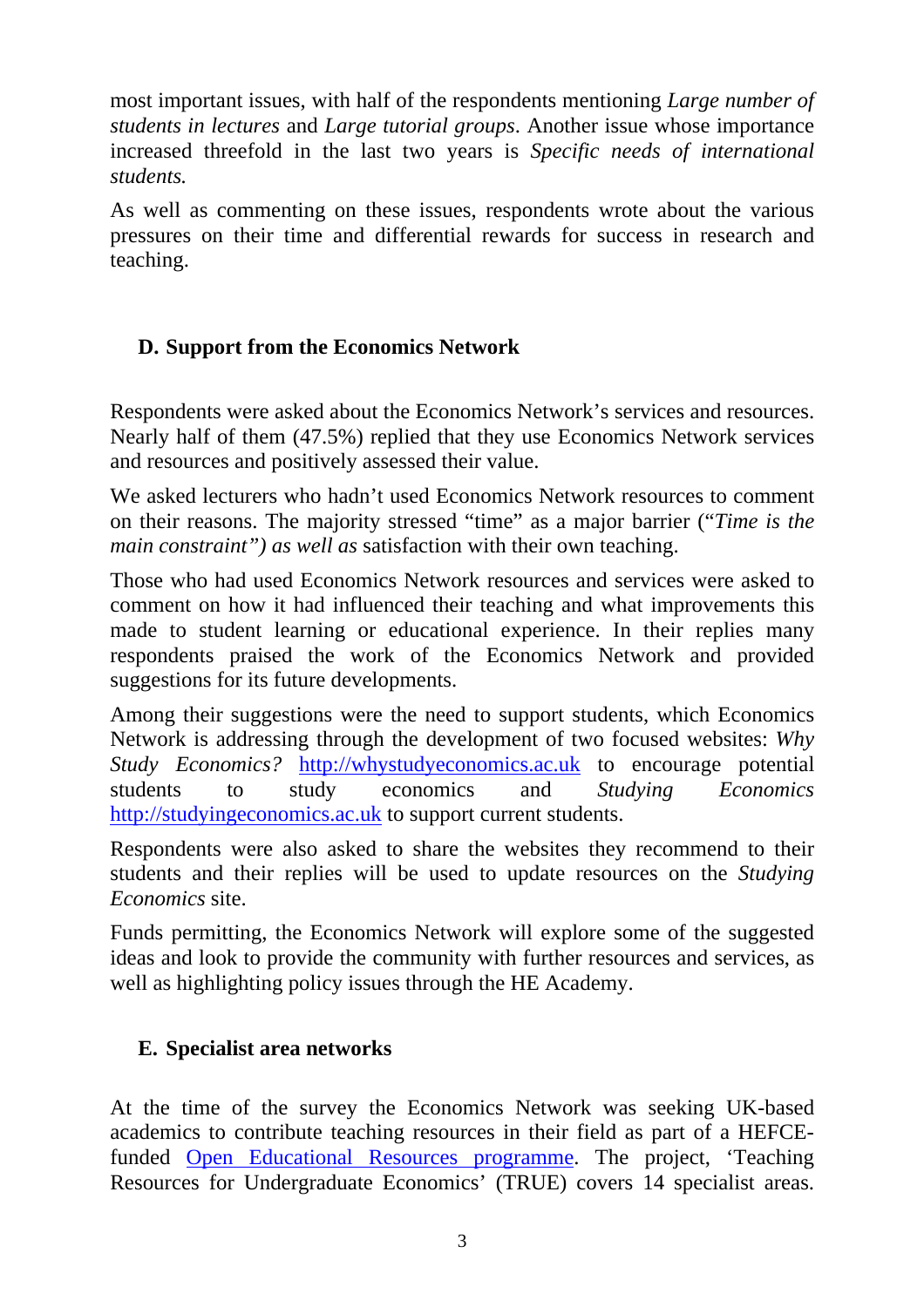most important issues, with half of the respondents mentioning *Large number of students in lectures* and *Large tutorial groups*. Another issue whose importance increased threefold in the last two years is *Specific needs of international students.*

As well as commenting on these issues, respondents wrote about the various pressures on their time and differential rewards for success in research and teaching.

## D. Support from the Economics Network

Respondents were asked about the Economics Network's services and resources. Nearly half of them (47.5%) replied that they use Economics Network services and resources and positively assessed their value.

We asked lecturers who hadn't used Economics Network resources to comment on their reasons. The majority stressed "time" as a major barrier ("*Time is the main constraint") as well as* satisfaction with their own teaching.

Those who had used Economics Network resources and services were asked to comment on how it had influenced their teaching and what improvements this made to student learning or educational experience. In their replies many respondents praised the work of the Economics Network and provided suggestions for its future developments.

Among their suggestions were the need to support students, which Economics Network is addressing through the development of two focused websites: *Why Study Economics?* [http://whystudyeconomics.ac.uk](http://whystudyeconomics.ac.uk) to encourage potential students to study economics and *Studying Economics* [http://studyingeconomics.ac.uk](http://studyingeconomics.ac.uk) to support current students.

Respondents were also asked to share the websites they recommend to their students and their replies will be used to update resources on the *Studying Economics* site.

Funds permitting, the Economics Network will explore some of the suggested ideas and look to provide the community with further resources and services, as well as highlighting policy issues through the HE Academy.

## E. Specialist area networks

At the time of the survey the Economics Network was seeking UK-based academics to contribute teaching resources in their field as part of a HEFCE-funded Open Educational Resources programme. The project, 'Teaching Resources for Undergraduate Economics' (TRUE) covers 14 specialist areas.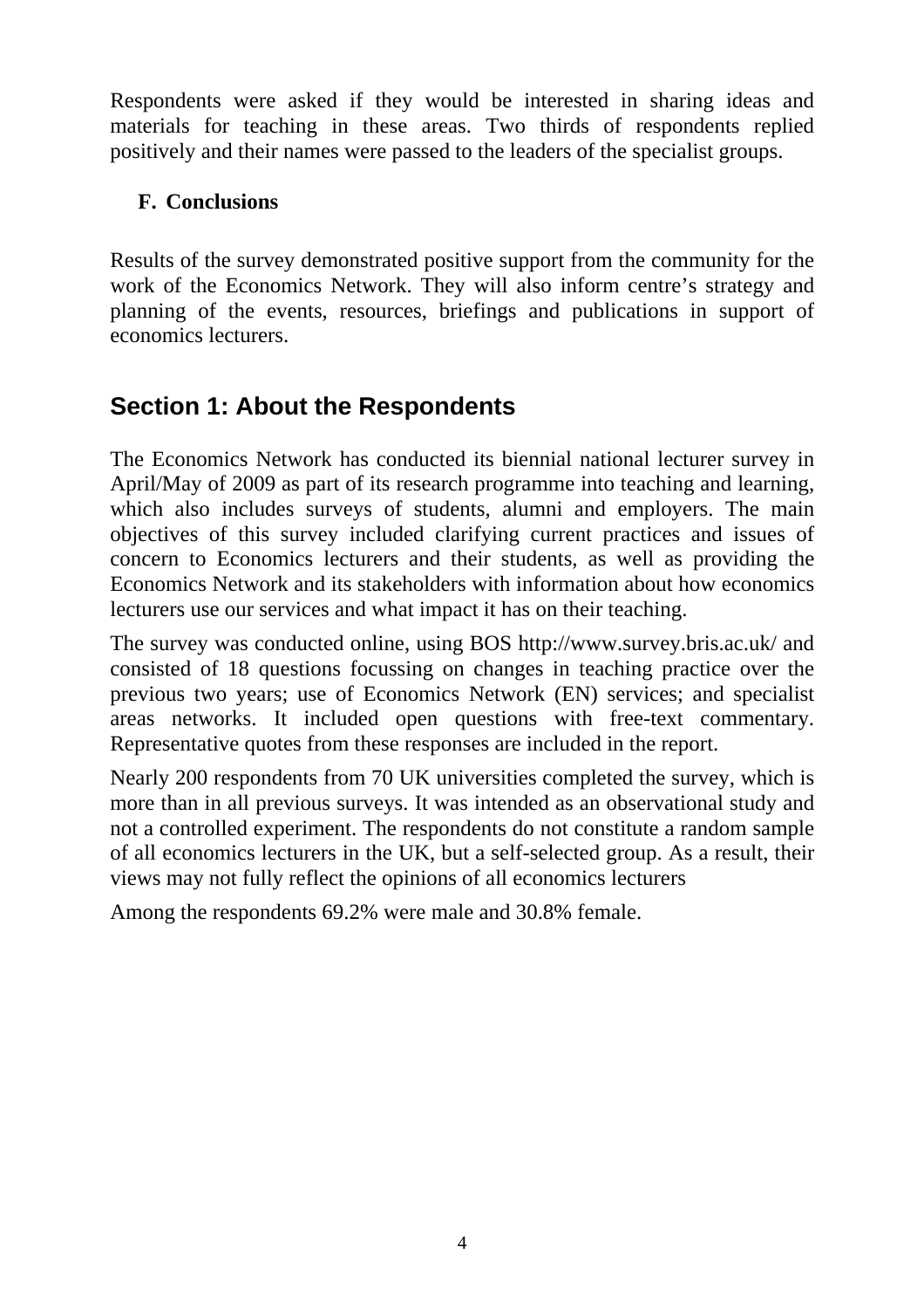Respondents were asked if they would be interested in sharing ideas and materials for teaching in these areas. Two thirds of respondents replied positively and their names were passed to the leaders of the specialist groups.

**F. Conclusions**

Results of the survey demonstrated positive support from the community for the work of the Economics Network. They will also inform centre's strategy and planning of the events, resources, briefings and publications in support of economics lecturers.

## Section 1: About the Respondents

The Economics Network has conducted its biennial national lecturer survey in April/May of 2009 as part of its research programme into teaching and learning, which also includes surveys of students, alumni and employers. The main objectives of this survey included clarifying current practices and issues of concern to Economics lecturers and their students, as well as providing the Economics Network and its stakeholders with information about how economics lecturers use our services and what impact it has on their teaching.

The survey was conducted online, using BOS http://www.survey.bris.ac.uk/ and consisted of 18 questions focussing on changes in teaching practice over the previous two years; use of Economics Network (EN) services; and specialist areas networks. It included open questions with free-text commentary. Representative quotes from these responses are included in the report.

Nearly 200 respondents from 70 UK universities completed the survey, which is more than in all previous surveys. It was intended as an observational study and not a controlled experiment. The respondents do not constitute a random sample of all economics lecturers in the UK, but a self-selected group. As a result, their views may not fully reflect the opinions of all economics lecturers

Among the respondents 69.2% were male and 30.8% female.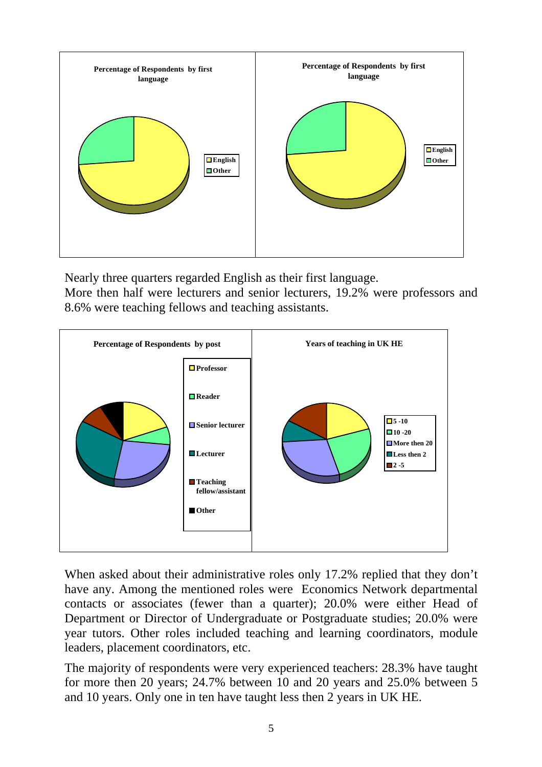Nearly three quarters regarded English as their first language.
More then half were lecturers and senior lecturers, 19.2% were professors and 8.6% were teaching fellows and teaching assistants.

When asked about their administrative roles only 17.2% replied that they don't have any. Among the mentioned roles were Economics Network departmental contacts or associates (fewer than a quarter); 20.0% were either Head of Department or Director of Undergraduate or Postgraduate studies; 20.0% were year tutors. Other roles included teaching and learning coordinators, module leaders, placement coordinators, etc.

The majority of respondents were very experienced teachers: 28.3% have taught for more then 20 years; 24.7% between 10 and 20 years and 25.0% between 5 and 10 years. Only one in ten have taught less then 2 years in UK HE.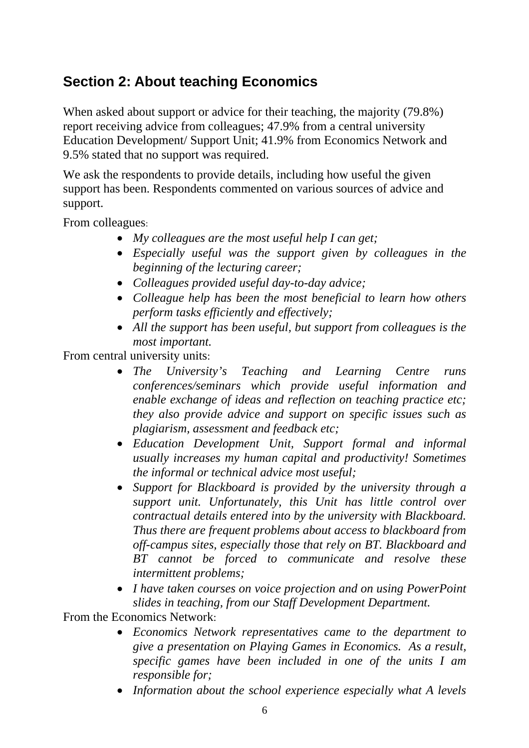## Section 2: About teaching Economics

When asked about support or advice for their teaching, the majority (79.8%) report receiving advice from colleagues; 47.9% from a central university Education Development/ Support Unit; 41.9% from Economics Network and 9.5% stated that no support was required.

We ask the respondents to provide details, including how useful the given support has been. Respondents commented on various sources of advice and support.

From colleagues:

- *My colleagues are the most useful help I can get;*
- *Especially useful was the support given by colleagues in the beginning of the lecturing career;*
- *Colleagues provided useful day-to-day advice;*
- *Colleague help has been the most beneficial to learn how others perform tasks efficiently and effectively;*
- *All the support has been useful, but support from colleagues is the most important.*

From central university units:

- *The University's Teaching and Learning Centre runs conferences/seminars which provide useful information and enable exchange of ideas and reflection on teaching practice etc; they also provide advice and support on specific issues such as plagiarism, assessment and feedback etc;*
- *Education Development Unit, Support formal and informal usually increases my human capital and productivity! Sometimes the informal or technical advice most useful;*
- *Support for Blackboard is provided by the university through a support unit. Unfortunately, this Unit has little control over contractual details entered into by the university with Blackboard. Thus there are frequent problems about access to blackboard from off-campus sites, especially those that rely on BT. Blackboard and BT cannot be forced to communicate and resolve these intermittent problems;*
- *I have taken courses on voice projection and on using PowerPoint slides in teaching, from our Staff Development Department.*

From the Economics Network:

- *Economics Network representatives came to the department to give a presentation on Playing Games in Economics. As a result, specific games have been included in one of the units I am responsible for;*
- *Information about the school experience especially what A levels*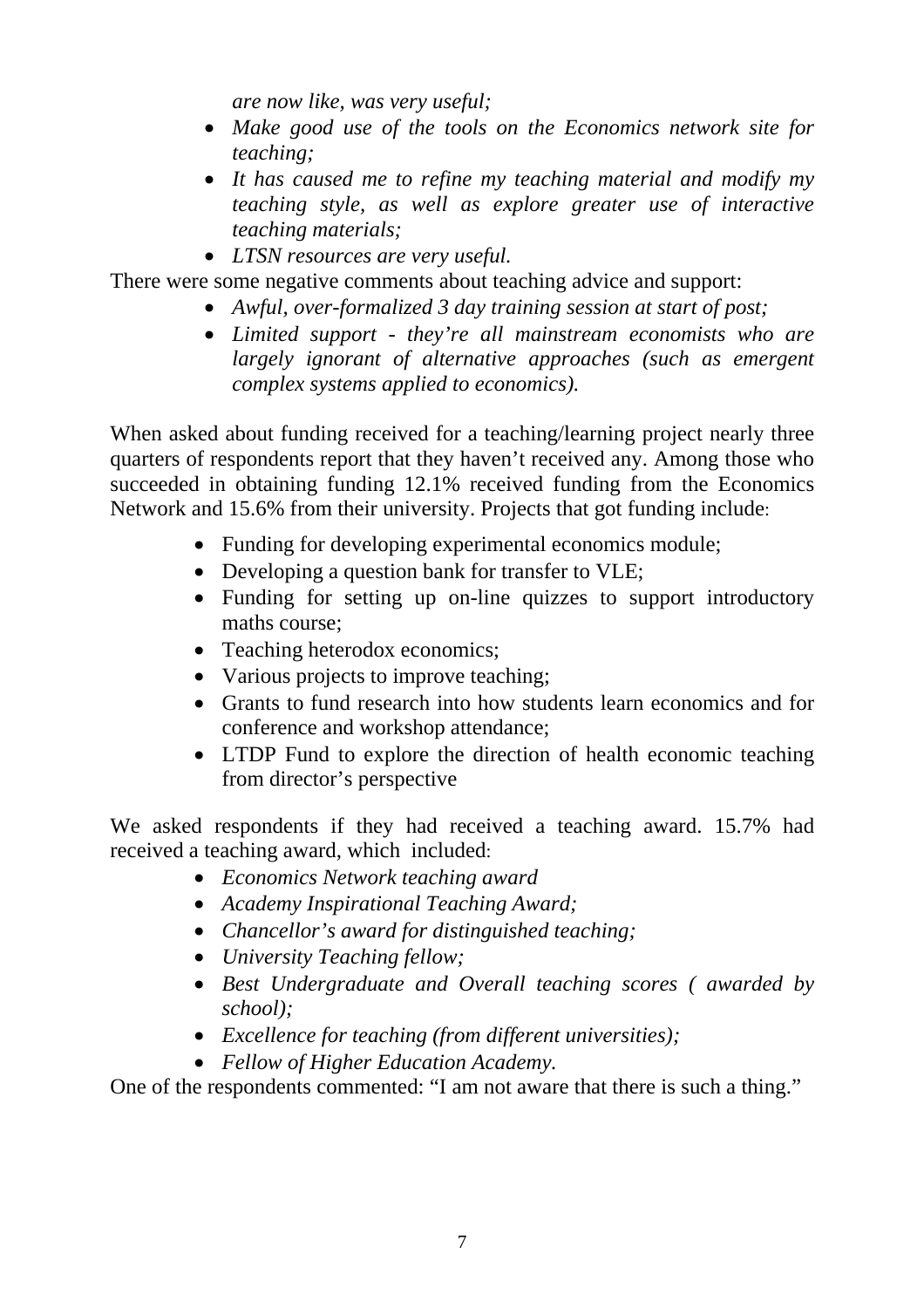*are now like, was very useful;*

- *Make good use of the tools on the Economics network site for teaching;*
- *It has caused me to refine my teaching material and modify my teaching style, as well as explore greater use of interactive teaching materials;*
- *LTSN resources are very useful.*

There were some negative comments about teaching advice and support:

- *Awful, over-formalized 3 day training session at start of post;*
- *Limited support - they're all mainstream economists who are largely ignorant of alternative approaches (such as emergent complex systems applied to economics).*

When asked about funding received for a teaching/learning project nearly three quarters of respondents report that they haven't received any. Among those who succeeded in obtaining funding 12.1% received funding from the Economics Network and 15.6% from their university. Projects that got funding include:

- Funding for developing experimental economics module;
- Developing a question bank for transfer to VLE;
- Funding for setting up on-line quizzes to support introductory maths course;
- Teaching heterodox economics;
- Various projects to improve teaching;
- Grants to fund research into how students learn economics and for conference and workshop attendance;
- LTDP Fund to explore the direction of health economic teaching from director's perspective

We asked respondents if they had received a teaching award. 15.7% had received a teaching award, which included:

- *Economics Network teaching award*
- *Academy Inspirational Teaching Award;*
- *Chancellor's award for distinguished teaching;*
- *University Teaching fellow;*
- *Best Undergraduate and Overall teaching scores ( awarded by school);*
- *Excellence for teaching (from different universities);*
- *Fellow of Higher Education Academy.*

One of the respondents commented: "I am not aware that there is such a thing."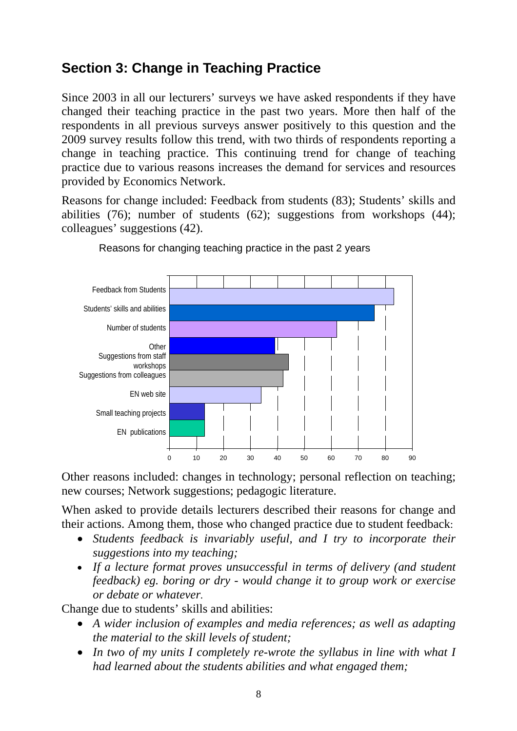## Section 3: Change in Teaching Practice

Since 2003 in all our lecturers' surveys we have asked respondents if they have changed their teaching practice in the past two years. More then half of the respondents in all previous surveys answer positively to this question and the 2009 survey results follow this trend, with two thirds of respondents reporting a change in teaching practice. This continuing trend for change of teaching practice due to various reasons increases the demand for services and resources provided by Economics Network.

Reasons for change included: Feedback from students (83); Students' skills and abilities (76); number of students (62); suggestions from workshops (44); colleagues' suggestions (42).

Reasons for changing teaching practice in the past 2 years

| Reason | Value |
|---|---|
| Feedback from Students | 83 |
| Students' skills and abilities | 76 |
| Number of students | 62 |
| Other | 39 |
| Suggestions from staff workshops | 44 |
| Suggestions from colleagues | 42 |
| EN web site | 34 |
| Small teaching projects | 13 |
| EN publications | 13 |

Other reasons included: changes in technology; personal reflection on teaching; new courses; Network suggestions; pedagogic literature.

When asked to provide details lecturers described their reasons for change and their actions. Among them, those who changed practice due to student feedback:

- *Students feedback is invariably useful, and I try to incorporate their suggestions into my teaching;*
- *If a lecture format proves unsuccessful in terms of delivery (and student feedback) eg. boring or dry - would change it to group work or exercise or debate or whatever.*

Change due to students' skills and abilities:

- *A wider inclusion of examples and media references; as well as adapting the material to the skill levels of student;*
- *In two of my units I completely re-wrote the syllabus in line with what I had learned about the students abilities and what engaged them;*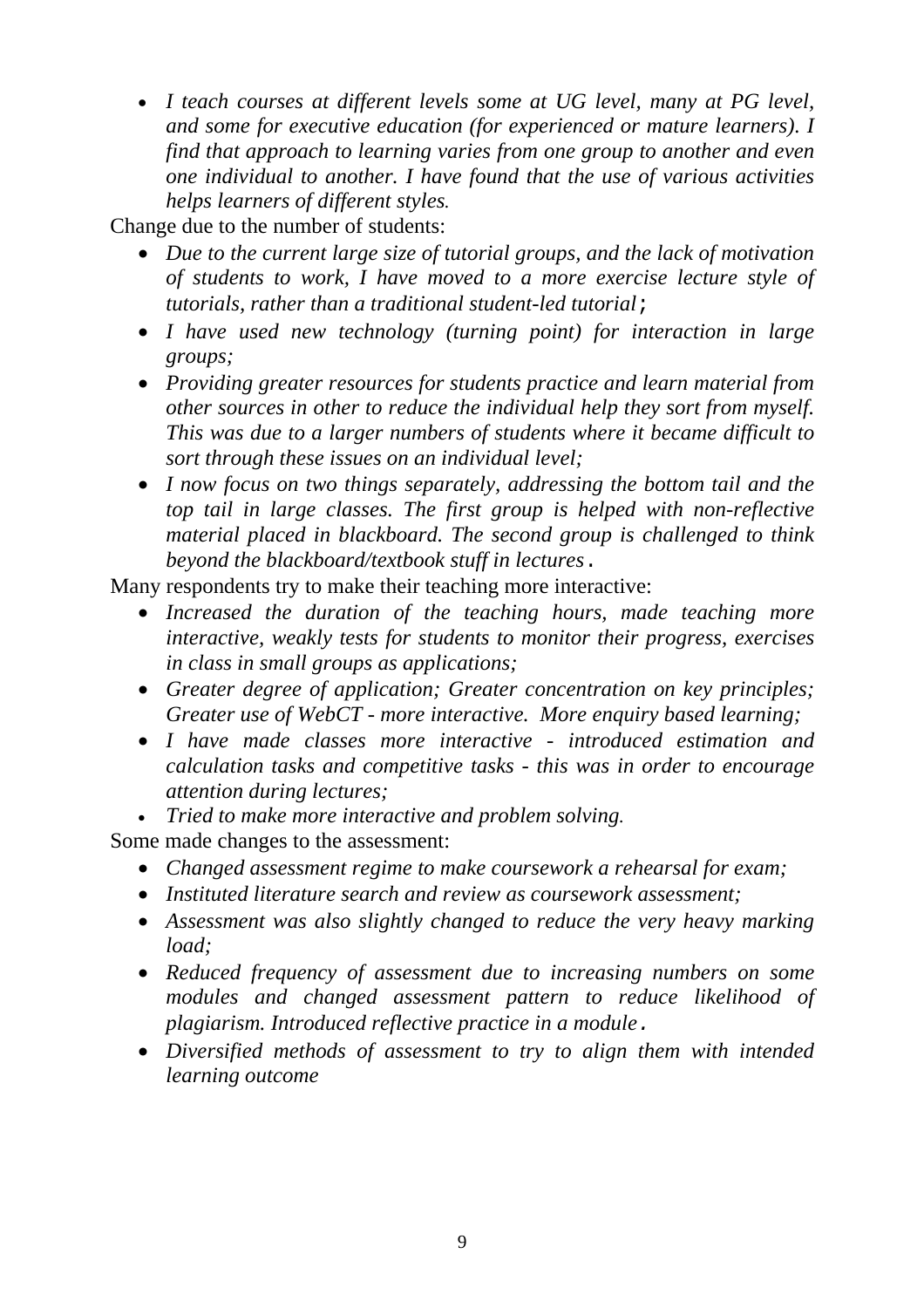- *I teach courses at different levels some at UG level, many at PG level, and some for executive education (for experienced or mature learners). I find that approach to learning varies from one group to another and even one individual to another. I have found that the use of various activities helps learners of different styles.*

Change due to the number of students:

- *Due to the current large size of tutorial groups, and the lack of motivation of students to work, I have moved to a more exercise lecture style of tutorials, rather than a traditional student-led tutorial;*
- *I have used new technology (turning point) for interaction in large groups;*
- *Providing greater resources for students practice and learn material from other sources in other to reduce the individual help they sort from myself. This was due to a larger numbers of students where it became difficult to sort through these issues on an individual level;*
- *I now focus on two things separately, addressing the bottom tail and the top tail in large classes. The first group is helped with non-reflective material placed in blackboard. The second group is challenged to think beyond the blackboard/textbook stuff in lectures.*

Many respondents try to make their teaching more interactive:

- *Increased the duration of the teaching hours, made teaching more interactive, weakly tests for students to monitor their progress, exercises in class in small groups as applications;*
- *Greater degree of application; Greater concentration on key principles; Greater use of WebCT - more interactive. More enquiry based learning;*
- *I have made classes more interactive - introduced estimation and calculation tasks and competitive tasks - this was in order to encourage attention during lectures;*
- *Tried to make more interactive and problem solving.*

Some made changes to the assessment:

- *Changed assessment regime to make coursework a rehearsal for exam;*
- *Instituted literature search and review as coursework assessment;*
- *Assessment was also slightly changed to reduce the very heavy marking load;*
- *Reduced frequency of assessment due to increasing numbers on some modules and changed assessment pattern to reduce likelihood of plagiarism. Introduced reflective practice in a module.*
- *Diversified methods of assessment to try to align them with intended learning outcome*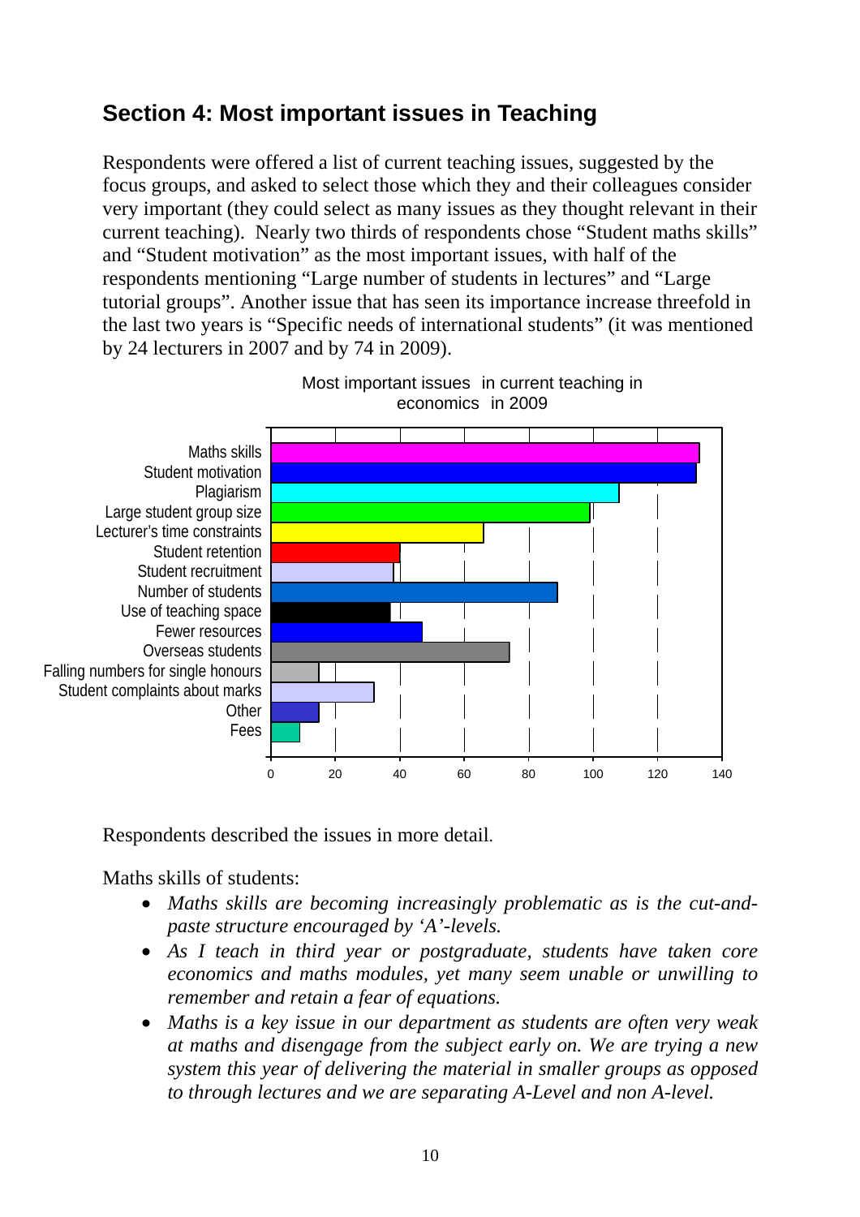## Section 4: Most important issues in Teaching

Respondents were offered a list of current teaching issues, suggested by the focus groups, and asked to select those which they and their colleagues consider very important (they could select as many issues as they thought relevant in their current teaching). Nearly two thirds of respondents chose "Student maths skills" and "Student motivation" as the most important issues, with half of the respondents mentioning "Large number of students in lectures" and "Large tutorial groups". Another issue that has seen its importance increase threefold in the last two years is "Specific needs of international students" (it was mentioned by 24 lecturers in 2007 and by 74 in 2009).

Most important issues in current teaching in economics in 2009

Respondents described the issues in more detail.

Maths skills of students:

- *Maths skills are becoming increasingly problematic as is the cut-and-paste structure encouraged by 'A'-levels.*
- *As I teach in third year or postgraduate, students have taken core economics and maths modules, yet many seem unable or unwilling to remember and retain a fear of equations.*
- *Maths is a key issue in our department as students are often very weak at maths and disengage from the subject early on. We are trying a new system this year of delivering the material in smaller groups as opposed to through lectures and we are separating A-Level and non A-level.*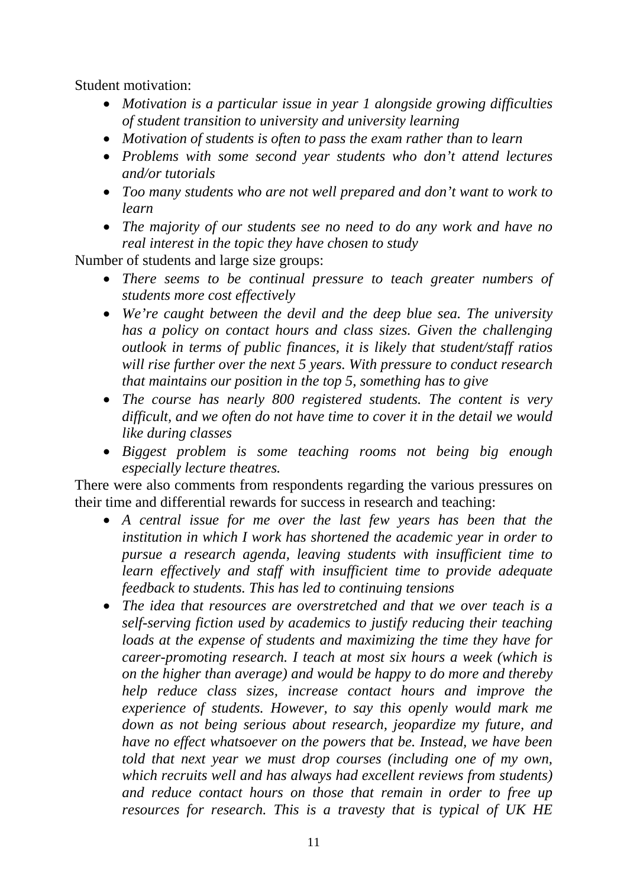Student motivation:

- *Motivation is a particular issue in year 1 alongside growing difficulties of student transition to university and university learning*
- *Motivation of students is often to pass the exam rather than to learn*
- *Problems with some second year students who don't attend lectures and/or tutorials*
- *Too many students who are not well prepared and don't want to work to learn*
- *The majority of our students see no need to do any work and have no real interest in the topic they have chosen to study*

Number of students and large size groups:

- *There seems to be continual pressure to teach greater numbers of students more cost effectively*
- *We're caught between the devil and the deep blue sea. The university has a policy on contact hours and class sizes. Given the challenging outlook in terms of public finances, it is likely that student/staff ratios will rise further over the next 5 years. With pressure to conduct research that maintains our position in the top 5, something has to give*
- *The course has nearly 800 registered students. The content is very difficult, and we often do not have time to cover it in the detail we would like during classes*
- *Biggest problem is some teaching rooms not being big enough especially lecture theatres.*

There were also comments from respondents regarding the various pressures on their time and differential rewards for success in research and teaching:

- *A central issue for me over the last few years has been that the institution in which I work has shortened the academic year in order to pursue a research agenda, leaving students with insufficient time to learn effectively and staff with insufficient time to provide adequate feedback to students. This has led to continuing tensions*
- *The idea that resources are overstretched and that we over teach is a self-serving fiction used by academics to justify reducing their teaching loads at the expense of students and maximizing the time they have for career-promoting research. I teach at most six hours a week (which is on the higher than average) and would be happy to do more and thereby help reduce class sizes, increase contact hours and improve the experience of students. However, to say this openly would mark me down as not being serious about research, jeopardize my future, and have no effect whatsoever on the powers that be. Instead, we have been told that next year we must drop courses (including one of my own, which recruits well and has always had excellent reviews from students) and reduce contact hours on those that remain in order to free up resources for research. This is a travesty that is typical of UK HE*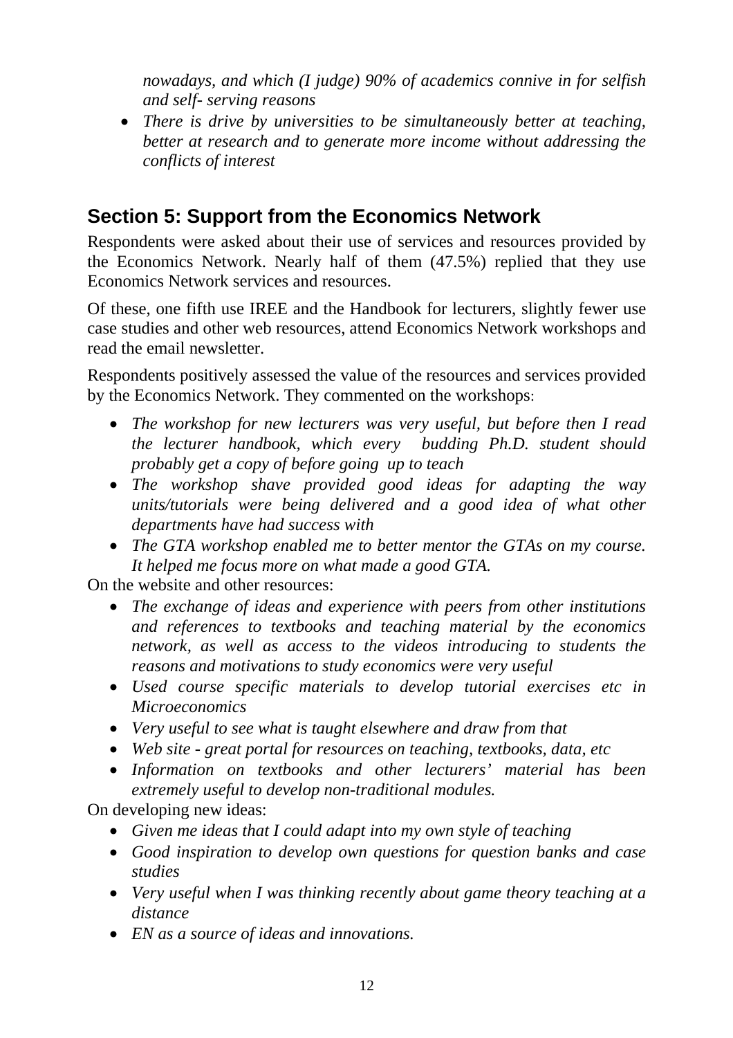*nowadays, and which (I judge) 90% of academics connive in for selfish and self- serving reasons*

- *There is drive by universities to be simultaneously better at teaching, better at research and to generate more income without addressing the conflicts of interest*

## Section 5: Support from the Economics Network

Respondents were asked about their use of services and resources provided by the Economics Network. Nearly half of them (47.5%) replied that they use Economics Network services and resources.

Of these, one fifth use IREE and the Handbook for lecturers, slightly fewer use case studies and other web resources, attend Economics Network workshops and read the email newsletter.

Respondents positively assessed the value of the resources and services provided by the Economics Network. They commented on the workshops:

- *The workshop for new lecturers was very useful, but before then I read the lecturer handbook, which every budding Ph.D. student should probably get a copy of before going up to teach*
- *The workshop shave provided good ideas for adapting the way units/tutorials were being delivered and a good idea of what other departments have had success with*
- *The GTA workshop enabled me to better mentor the GTAs on my course. It helped me focus more on what made a good GTA.*

On the website and other resources:

- *The exchange of ideas and experience with peers from other institutions and references to textbooks and teaching material by the economics network, as well as access to the videos introducing to students the reasons and motivations to study economics were very useful*
- *Used course specific materials to develop tutorial exercises etc in Microeconomics*
- *Very useful to see what is taught elsewhere and draw from that*
- *Web site - great portal for resources on teaching, textbooks, data, etc*
- *Information on textbooks and other lecturers' material has been extremely useful to develop non-traditional modules.*

On developing new ideas:

- *Given me ideas that I could adapt into my own style of teaching*
- *Good inspiration to develop own questions for question banks and case studies*
- *Very useful when I was thinking recently about game theory teaching at a distance*
- *EN as a source of ideas and innovations.*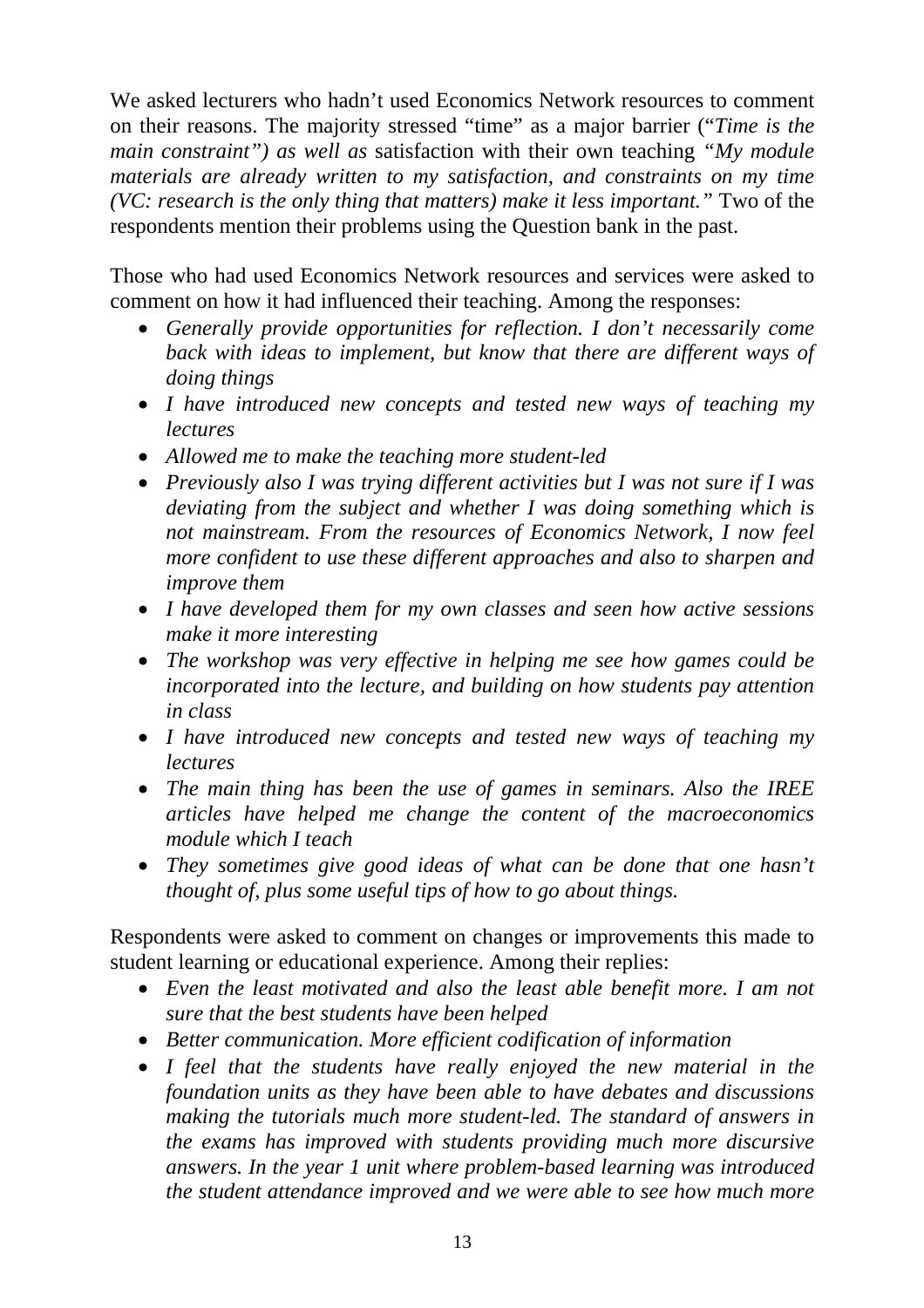We asked lecturers who hadn't used Economics Network resources to comment on their reasons. The majority stressed "time" as a major barrier ("*Time is the main constraint") as well as* satisfaction with their own teaching *"My module materials are already written to my satisfaction, and constraints on my time (VC: research is the only thing that matters) make it less important."* Two of the respondents mention their problems using the Question bank in the past.

Those who had used Economics Network resources and services were asked to comment on how it had influenced their teaching. Among the responses:

- *Generally provide opportunities for reflection. I don't necessarily come back with ideas to implement, but know that there are different ways of doing things*
- *I have introduced new concepts and tested new ways of teaching my lectures*
- *Allowed me to make the teaching more student-led*
- *Previously also I was trying different activities but I was not sure if I was deviating from the subject and whether I was doing something which is not mainstream. From the resources of Economics Network, I now feel more confident to use these different approaches and also to sharpen and improve them*
- *I have developed them for my own classes and seen how active sessions make it more interesting*
- *The workshop was very effective in helping me see how games could be incorporated into the lecture, and building on how students pay attention in class*
- *I have introduced new concepts and tested new ways of teaching my lectures*
- *The main thing has been the use of games in seminars. Also the IREE articles have helped me change the content of the macroeconomics module which I teach*
- *They sometimes give good ideas of what can be done that one hasn't thought of, plus some useful tips of how to go about things.*

Respondents were asked to comment on changes or improvements this made to student learning or educational experience. Among their replies:

- *Even the least motivated and also the least able benefit more. I am not sure that the best students have been helped*
- *Better communication. More efficient codification of information*
- *I feel that the students have really enjoyed the new material in the foundation units as they have been able to have debates and discussions making the tutorials much more student-led. The standard of answers in the exams has improved with students providing much more discursive answers. In the year 1 unit where problem-based learning was introduced the student attendance improved and we were able to see how much more*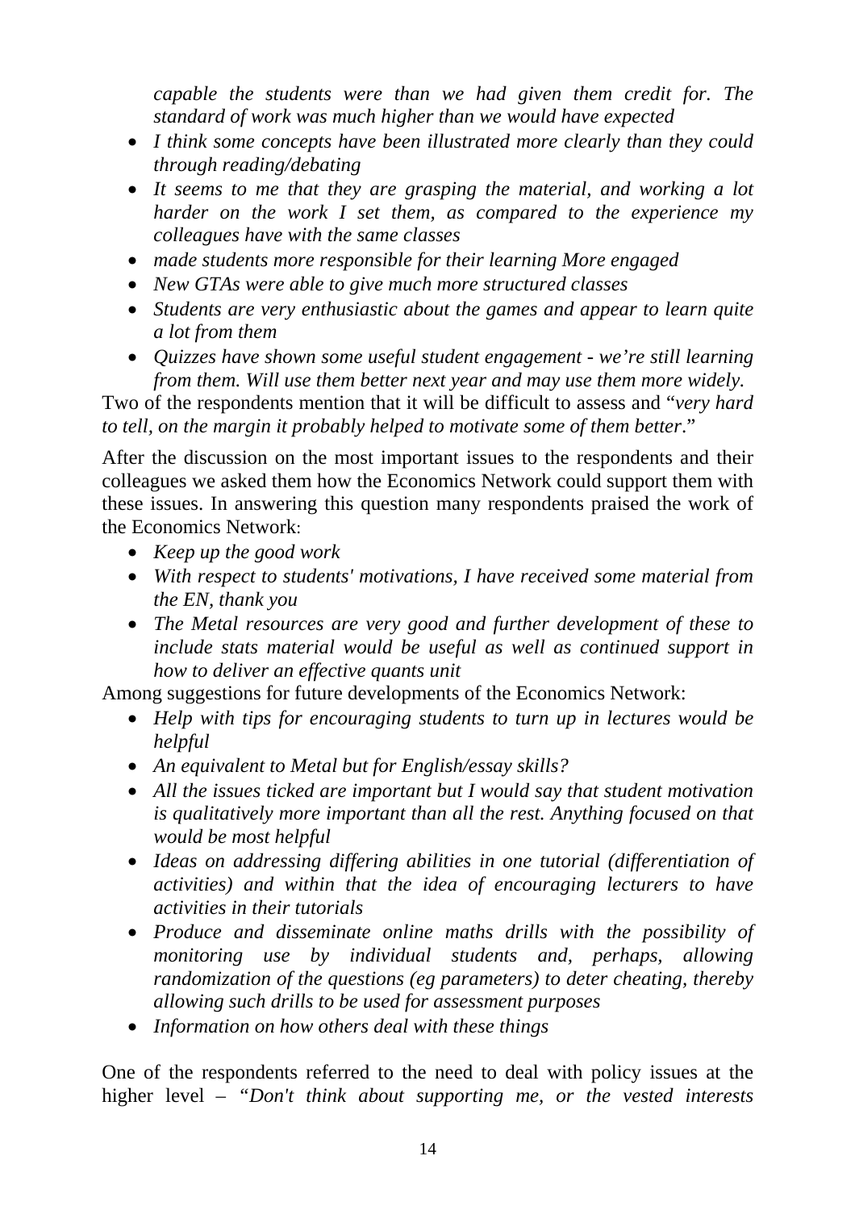*capable the students were than we had given them credit for. The standard of work was much higher than we would have expected*

- *I think some concepts have been illustrated more clearly than they could through reading/debating*
- *It seems to me that they are grasping the material, and working a lot harder on the work I set them, as compared to the experience my colleagues have with the same classes*
- *made students more responsible for their learning More engaged*
- *New GTAs were able to give much more structured classes*
- *Students are very enthusiastic about the games and appear to learn quite a lot from them*
- *Quizzes have shown some useful student engagement - we're still learning from them. Will use them better next year and may use them more widely.*

Two of the respondents mention that it will be difficult to assess and "*very hard to tell, on the margin it probably helped to motivate some of them better*."

After the discussion on the most important issues to the respondents and their colleagues we asked them how the Economics Network could support them with these issues. In answering this question many respondents praised the work of the Economics Network:

- *Keep up the good work*
- *With respect to students' motivations, I have received some material from the EN, thank you*
- *The Metal resources are very good and further development of these to include stats material would be useful as well as continued support in how to deliver an effective quants unit*

Among suggestions for future developments of the Economics Network:

- *Help with tips for encouraging students to turn up in lectures would be helpful*
- *An equivalent to Metal but for English/essay skills?*
- *All the issues ticked are important but I would say that student motivation is qualitatively more important than all the rest. Anything focused on that would be most helpful*
- *Ideas on addressing differing abilities in one tutorial (differentiation of activities) and within that the idea of encouraging lecturers to have activities in their tutorials*
- *Produce and disseminate online maths drills with the possibility of monitoring use by individual students and, perhaps, allowing randomization of the questions (eg parameters) to deter cheating, thereby allowing such drills to be used for assessment purposes*
- *Information on how others deal with these things*

One of the respondents referred to the need to deal with policy issues at the higher level – "*Don't think about supporting me, or the vested interests*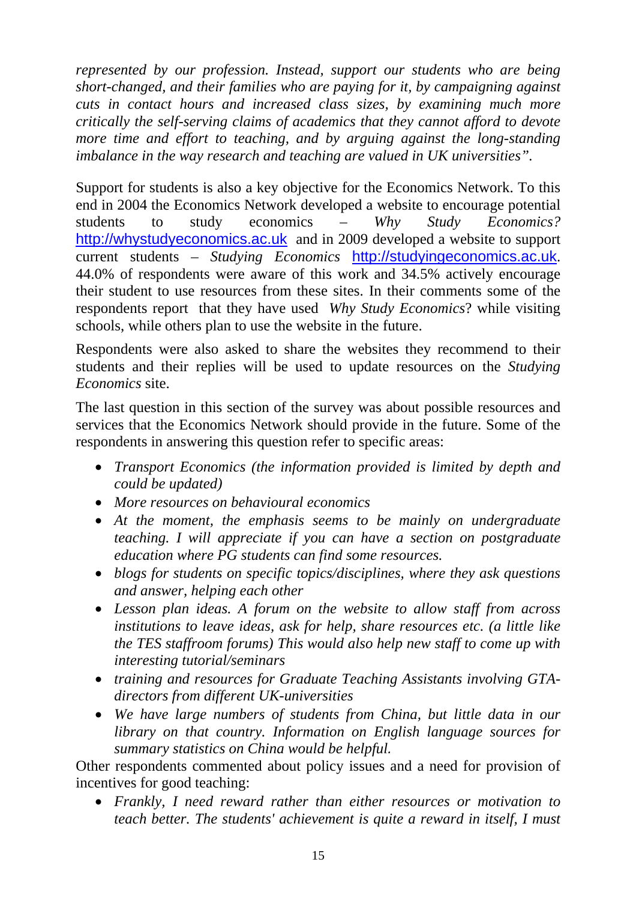*represented by our profession. Instead, support our students who are being short-changed, and their families who are paying for it, by campaigning against cuts in contact hours and increased class sizes, by examining much more critically the self-serving claims of academics that they cannot afford to devote more time and effort to teaching, and by arguing against the long-standing imbalance in the way research and teaching are valued in UK universities".*

Support for students is also a key objective for the Economics Network. To this end in 2004 the Economics Network developed a website to encourage potential students to study economics – *Why Study Economics?* http://whystudyeconomics.ac.uk and in 2009 developed a website to support current students – *Studying Economics* http://studyingeconomics.ac.uk. 44.0% of respondents were aware of this work and 34.5% actively encourage their student to use resources from these sites. In their comments some of the respondents report that they have used *Why Study Economics*? while visiting schools, while others plan to use the website in the future.

Respondents were also asked to share the websites they recommend to their students and their replies will be used to update resources on the *Studying Economics* site.

The last question in this section of the survey was about possible resources and services that the Economics Network should provide in the future. Some of the respondents in answering this question refer to specific areas:

- *Transport Economics (the information provided is limited by depth and could be updated)*
- *More resources on behavioural economics*
- *At the moment, the emphasis seems to be mainly on undergraduate teaching. I will appreciate if you can have a section on postgraduate education where PG students can find some resources.*
- *blogs for students on specific topics/disciplines, where they ask questions and answer, helping each other*
- *Lesson plan ideas. A forum on the website to allow staff from across institutions to leave ideas, ask for help, share resources etc. (a little like the TES staffroom forums) This would also help new staff to come up with interesting tutorial/seminars*
- *training and resources for Graduate Teaching Assistants involving GTA-directors from different UK-universities*
- *We have large numbers of students from China, but little data in our library on that country. Information on English language sources for summary statistics on China would be helpful.*

Other respondents commented about policy issues and a need for provision of incentives for good teaching:

- *Frankly, I need reward rather than either resources or motivation to teach better. The students' achievement is quite a reward in itself, I must*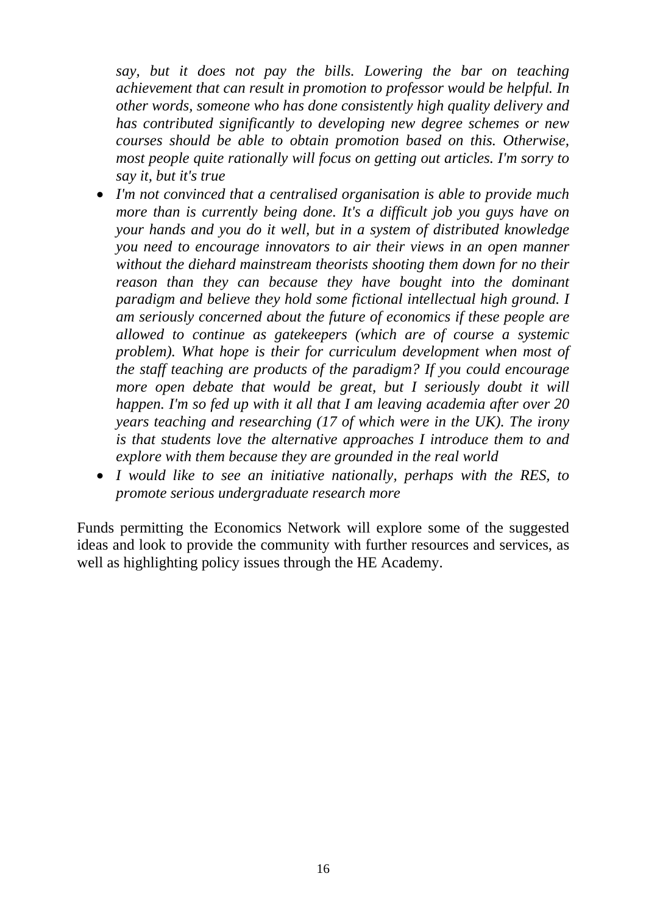*say, but it does not pay the bills. Lowering the bar on teaching achievement that can result in promotion to professor would be helpful. In other words, someone who has done consistently high quality delivery and has contributed significantly to developing new degree schemes or new courses should be able to obtain promotion based on this. Otherwise, most people quite rationally will focus on getting out articles. I'm sorry to say it, but it's true*

- *I'm not convinced that a centralised organisation is able to provide much more than is currently being done. It's a difficult job you guys have on your hands and you do it well, but in a system of distributed knowledge you need to encourage innovators to air their views in an open manner without the diehard mainstream theorists shooting them down for no their reason than they can because they have bought into the dominant paradigm and believe they hold some fictional intellectual high ground. I am seriously concerned about the future of economics if these people are allowed to continue as gatekeepers (which are of course a systemic problem). What hope is their for curriculum development when most of the staff teaching are products of the paradigm? If you could encourage more open debate that would be great, but I seriously doubt it will happen. I'm so fed up with it all that I am leaving academia after over 20 years teaching and researching (17 of which were in the UK). The irony is that students love the alternative approaches I introduce them to and explore with them because they are grounded in the real world*
- *I would like to see an initiative nationally, perhaps with the RES, to promote serious undergraduate research more*

Funds permitting the Economics Network will explore some of the suggested ideas and look to provide the community with further resources and services, as well as highlighting policy issues through the HE Academy.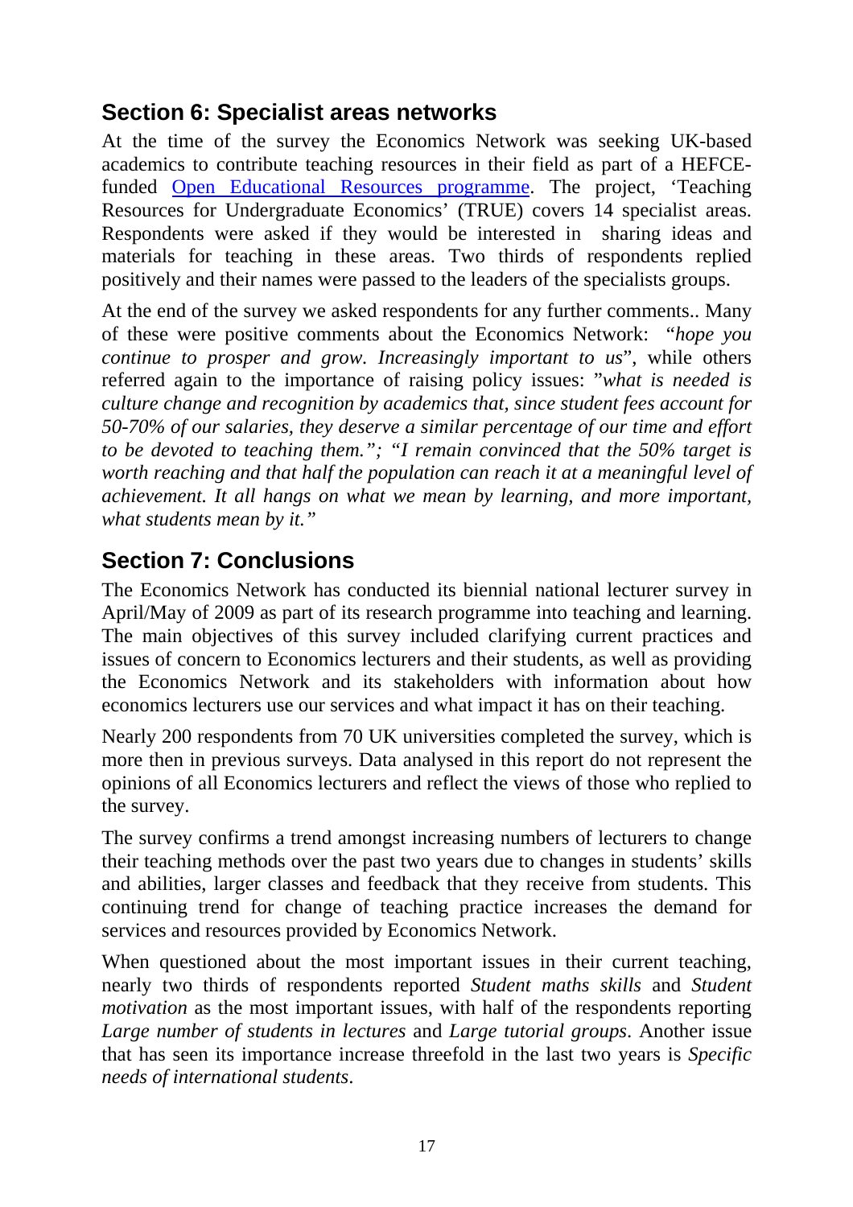## Section 6: Specialist areas networks

At the time of the survey the Economics Network was seeking UK-based academics to contribute teaching resources in their field as part of a HEFCE-funded [Open Educational Resources programme](). The project, 'Teaching Resources for Undergraduate Economics' (TRUE) covers 14 specialist areas. Respondents were asked if they would be interested in sharing ideas and materials for teaching in these areas. Two thirds of respondents replied positively and their names were passed to the leaders of the specialists groups.

At the end of the survey we asked respondents for any further comments.. Many of these were positive comments about the Economics Network: "*hope you continue to prosper and grow. Increasingly important to us*", while others referred again to the importance of raising policy issues: "*what is needed is culture change and recognition by academics that, since student fees account for 50-70% of our salaries, they deserve a similar percentage of our time and effort to be devoted to teaching them."; "I remain convinced that the 50% target is worth reaching and that half the population can reach it at a meaningful level of achievement. It all hangs on what we mean by learning, and more important, what students mean by it."*

## Section 7: Conclusions

The Economics Network has conducted its biennial national lecturer survey in April/May of 2009 as part of its research programme into teaching and learning. The main objectives of this survey included clarifying current practices and issues of concern to Economics lecturers and their students, as well as providing the Economics Network and its stakeholders with information about how economics lecturers use our services and what impact it has on their teaching.

Nearly 200 respondents from 70 UK universities completed the survey, which is more then in previous surveys. Data analysed in this report do not represent the opinions of all Economics lecturers and reflect the views of those who replied to the survey.

The survey confirms a trend amongst increasing numbers of lecturers to change their teaching methods over the past two years due to changes in students' skills and abilities, larger classes and feedback that they receive from students. This continuing trend for change of teaching practice increases the demand for services and resources provided by Economics Network.

When questioned about the most important issues in their current teaching, nearly two thirds of respondents reported *Student maths skills* and *Student motivation* as the most important issues, with half of the respondents reporting *Large number of students in lectures* and *Large tutorial groups*. Another issue that has seen its importance increase threefold in the last two years is *Specific needs of international students*.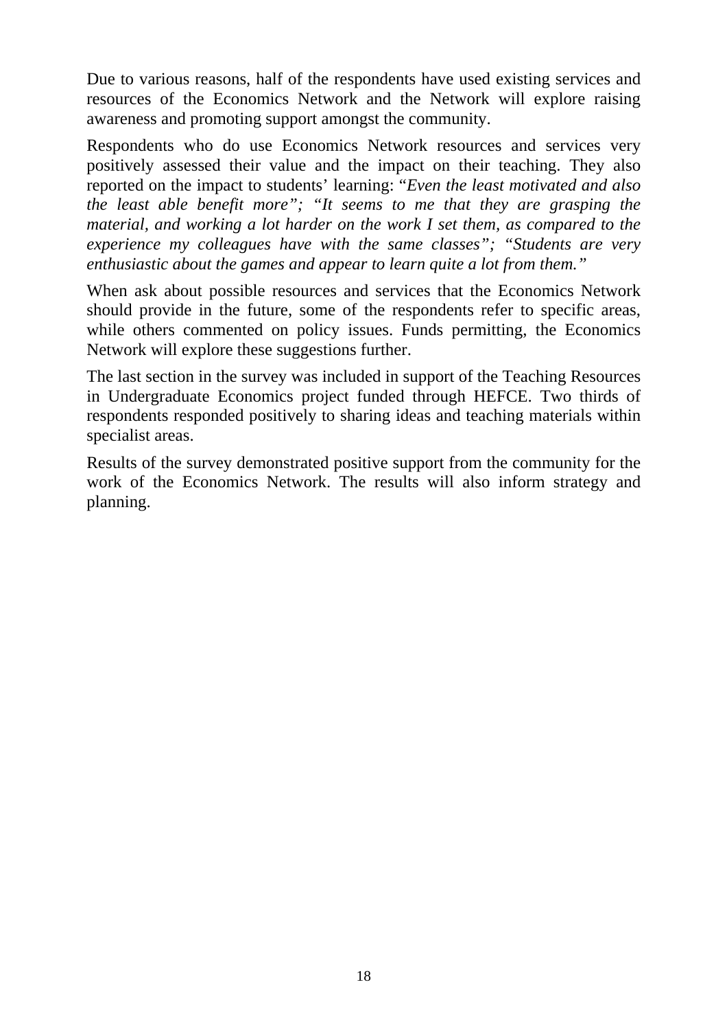Due to various reasons, half of the respondents have used existing services and resources of the Economics Network and the Network will explore raising awareness and promoting support amongst the community.

Respondents who do use Economics Network resources and services very positively assessed their value and the impact on their teaching. They also reported on the impact to students' learning: "*Even the least motivated and also the least able benefit more"; "It seems to me that they are grasping the material, and working a lot harder on the work I set them, as compared to the experience my colleagues have with the same classes"; "Students are very enthusiastic about the games and appear to learn quite a lot from them."*

When ask about possible resources and services that the Economics Network should provide in the future, some of the respondents refer to specific areas, while others commented on policy issues. Funds permitting, the Economics Network will explore these suggestions further.

The last section in the survey was included in support of the Teaching Resources in Undergraduate Economics project funded through HEFCE. Two thirds of respondents responded positively to sharing ideas and teaching materials within specialist areas.

Results of the survey demonstrated positive support from the community for the work of the Economics Network. The results will also inform strategy and planning.